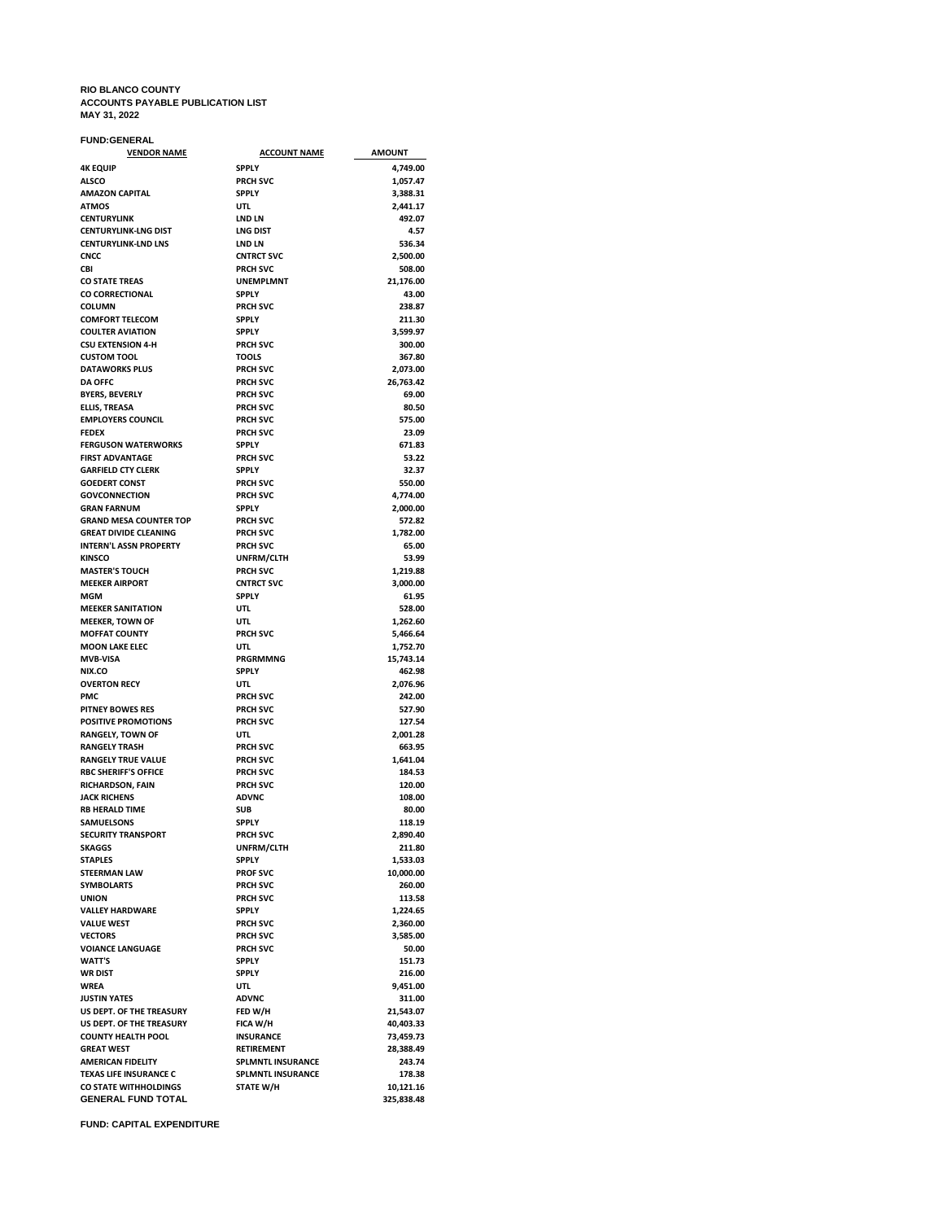**RIO BLANCO COUNTY**
**ACCOUNTS PAYABLE PUBLICATION LIST**
**MAY 31, 2022**

**FUND:GENERAL**

| VENDOR NAME | ACCOUNT NAME | AMOUNT |
|---|---|---|
| 4K EQUIP | SPPLY | 4,749.00 |
| ALSCO | PRCH SVC | 1,057.47 |
| AMAZON CAPITAL | SPPLY | 3,388.31 |
| ATMOS | UTL | 2,441.17 |
| CENTURYLINK | LND LN | 492.07 |
| CENTURYLINK-LNG DIST | LNG DIST | 4.57 |
| CENTURYLINK-LND LNS | LND LN | 536.34 |
| CNCC | CNTRCT SVC | 2,500.00 |
| CBI | PRCH SVC | 508.00 |
| CO STATE TREAS | UNEMPLMNT | 21,176.00 |
| CO CORRECTIONAL | SPPLY | 43.00 |
| COLUMN | PRCH SVC | 238.87 |
| COMFORT TELECOM | SPPLY | 211.30 |
| COULTER AVIATION | SPPLY | 3,599.97 |
| CSU EXTENSION 4-H | PRCH SVC | 300.00 |
| CUSTOM TOOL | TOOLS | 367.80 |
| DATAWORKS PLUS | PRCH SVC | 2,073.00 |
| DA OFFC | PRCH SVC | 26,763.42 |
| BYERS, BEVERLY | PRCH SVC | 69.00 |
| ELLIS, TREASA | PRCH SVC | 80.50 |
| EMPLOYERS COUNCIL | PRCH SVC | 575.00 |
| FEDEX | PRCH SVC | 23.09 |
| FERGUSON WATERWORKS | SPPLY | 671.83 |
| FIRST ADVANTAGE | PRCH SVC | 53.22 |
| GARFIELD CTY CLERK | SPPLY | 32.37 |
| GOEDERT CONST | PRCH SVC | 550.00 |
| GOVCONNECTION | PRCH SVC | 4,774.00 |
| GRAN FARNUM | SPPLY | 2,000.00 |
| GRAND MESA COUNTER TOP | PRCH SVC | 572.82 |
| GREAT DIVIDE CLEANING | PRCH SVC | 1,782.00 |
| INTERN'L ASSN PROPERTY | PRCH SVC | 65.00 |
| KINSCO | UNFRM/CLTH | 53.99 |
| MASTER'S TOUCH | PRCH SVC | 1,219.88 |
| MEEKER AIRPORT | CNTRCT SVC | 3,000.00 |
| MGM | SPPLY | 61.95 |
| MEEKER SANITATION | UTL | 528.00 |
| MEEKER, TOWN OF | UTL | 1,262.60 |
| MOFFAT COUNTY | PRCH SVC | 5,466.64 |
| MOON LAKE ELEC | UTL | 1,752.70 |
| MVB-VISA | PRGRMMNG | 15,743.14 |
| NIX.CO | SPPLY | 462.98 |
| OVERTON RECY | UTL | 2,076.96 |
| PMC | PRCH SVC | 242.00 |
| PITNEY BOWES RES | PRCH SVC | 527.90 |
| POSITIVE PROMOTIONS | PRCH SVC | 127.54 |
| RANGELY, TOWN OF | UTL | 2,001.28 |
| RANGELY TRASH | PRCH SVC | 663.95 |
| RANGELY TRUE VALUE | PRCH SVC | 1,641.04 |
| RBC SHERIFF'S OFFICE | PRCH SVC | 184.53 |
| RICHARDSON, FAIN | PRCH SVC | 120.00 |
| JACK RICHENS | ADVNC | 108.00 |
| RB HERALD TIME | SUB | 80.00 |
| SAMUELSONS | SPPLY | 118.19 |
| SECURITY TRANSPORT | PRCH SVC | 2,890.40 |
| SKAGGS | UNFRM/CLTH | 211.80 |
| STAPLES | SPPLY | 1,533.03 |
| STEERMAN LAW | PROF SVC | 10,000.00 |
| SYMBOLARTS | PRCH SVC | 260.00 |
| UNION | PRCH SVC | 113.58 |
| VALLEY HARDWARE | SPPLY | 1,224.65 |
| VALUE WEST | PRCH SVC | 2,360.00 |
| VECTORS | PRCH SVC | 3,585.00 |
| VOIANCE LANGUAGE | PRCH SVC | 50.00 |
| WATT'S | SPPLY | 151.73 |
| WR DIST | SPPLY | 216.00 |
| WREA | UTL | 9,451.00 |
| JUSTIN YATES | ADVNC | 311.00 |
| US DEPT. OF THE TREASURY | FED W/H | 21,543.07 |
| US DEPT. OF THE TREASURY | FICA W/H | 40,403.33 |
| COUNTY HEALTH POOL | INSURANCE | 73,459.73 |
| GREAT WEST | RETIREMENT | 28,388.49 |
| AMERICAN FIDELITY | SPLMNTL INSURANCE | 243.74 |
| TEXAS LIFE INSURANCE C | SPLMNTL INSURANCE | 178.38 |
| CO STATE WITHHOLDINGS | STATE W/H | 10,121.16 |
| **GENERAL FUND TOTAL** | | **325,838.48** |

**FUND: CAPITAL EXPENDITURE**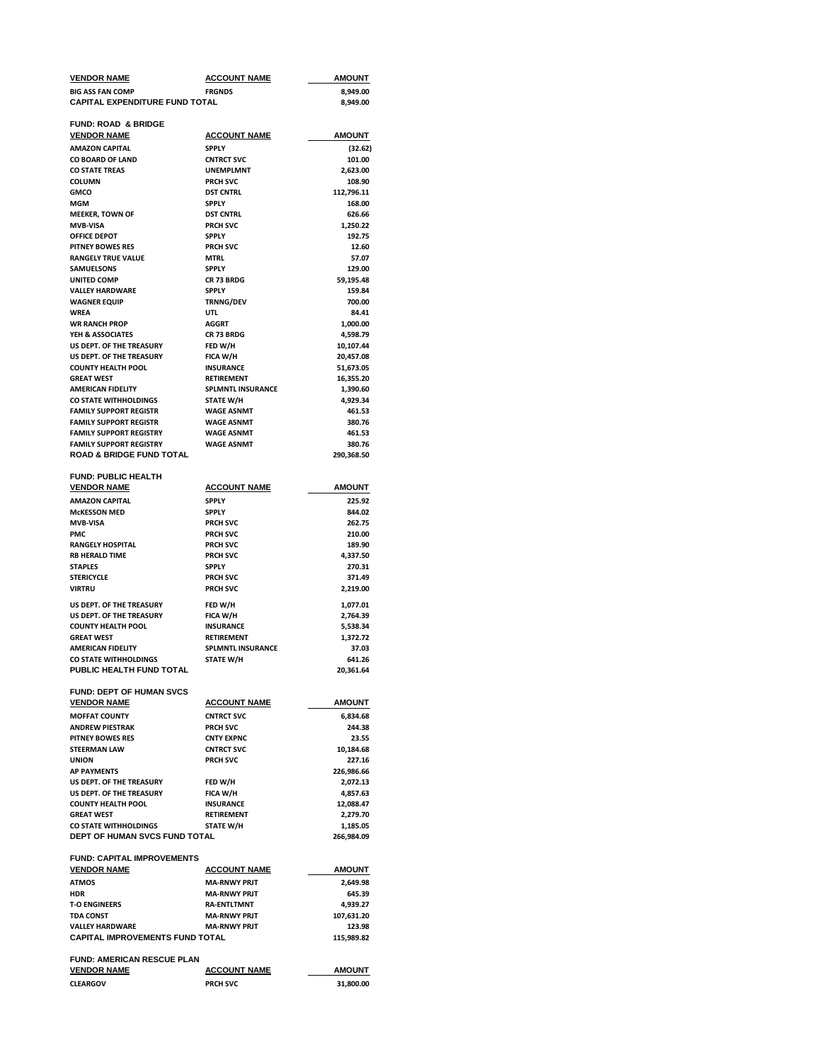| VENDOR NAME | ACCOUNT NAME | AMOUNT |
|---|---|---|
| BIG ASS FAN COMP | FRGNDS | 8,949.00 |
| **CAPITAL EXPENDITURE FUND TOTAL** | | **8,949.00** |

**FUND: ROAD & BRIDGE**

| VENDOR NAME | ACCOUNT NAME | AMOUNT |
|---|---|---|
| AMAZON CAPITAL | SPPLY | (32.62) |
| CO BOARD OF LAND | CNTRCT SVC | 101.00 |
| CO STATE TREAS | UNEMPLMNT | 2,623.00 |
| COLUMN | PRCH SVC | 108.90 |
| GMCO | DST CNTRL | 112,796.11 |
| MGM | SPPLY | 168.00 |
| MEEKER, TOWN OF | DST CNTRL | 626.66 |
| MVB-VISA | PRCH SVC | 1,250.22 |
| OFFICE DEPOT | SPPLY | 192.75 |
| PITNEY BOWES RES | PRCH SVC | 12.60 |
| RANGELY TRUE VALUE | MTRL | 57.07 |
| SAMUELSONS | SPPLY | 129.00 |
| UNITED COMP | CR 73 BRDG | 59,195.48 |
| VALLEY HARDWARE | SPPLY | 159.84 |
| WAGNER EQUIP | TRNNG/DEV | 700.00 |
| WREA | UTL | 84.41 |
| WR RANCH PROP | AGGRT | 1,000.00 |
| YEH & ASSOCIATES | CR 73 BRDG | 4,598.79 |
| US DEPT. OF THE TREASURY | FED W/H | 10,107.44 |
| US DEPT. OF THE TREASURY | FICA W/H | 20,457.08 |
| COUNTY HEALTH POOL | INSURANCE | 51,673.05 |
| GREAT WEST | RETIREMENT | 16,355.20 |
| AMERICAN FIDELITY | SPLMNTL INSURANCE | 1,390.60 |
| CO STATE WITHHOLDINGS | STATE W/H | 4,929.34 |
| FAMILY SUPPORT REGISTR | WAGE ASNMT | 461.53 |
| FAMILY SUPPORT REGISTR | WAGE ASNMT | 380.76 |
| FAMILY SUPPORT REGISTRY | WAGE ASNMT | 461.53 |
| FAMILY SUPPORT REGISTRY | WAGE ASNMT | 380.76 |
| **ROAD & BRIDGE FUND TOTAL** | | **290,368.50** |

**FUND: PUBLIC HEALTH**

| VENDOR NAME | ACCOUNT NAME | AMOUNT |
|---|---|---|
| AMAZON CAPITAL | SPPLY | 225.92 |
| McKESSON MED | SPPLY | 844.02 |
| MVB-VISA | PRCH SVC | 262.75 |
| PMC | PRCH SVC | 210.00 |
| RANGELY HOSPITAL | PRCH SVC | 189.90 |
| RB HERALD TIME | PRCH SVC | 4,337.50 |
| STAPLES | SPPLY | 270.31 |
| STERICYCLE | PRCH SVC | 371.49 |
| VIRTRU | PRCH SVC | 2,219.00 |
| US DEPT. OF THE TREASURY | FED W/H | 1,077.01 |
| US DEPT. OF THE TREASURY | FICA W/H | 2,764.39 |
| COUNTY HEALTH POOL | INSURANCE | 5,538.34 |
| GREAT WEST | RETIREMENT | 1,372.72 |
| AMERICAN FIDELITY | SPLMNTL INSURANCE | 37.03 |
| CO STATE WITHHOLDINGS | STATE W/H | 641.26 |
| **PUBLIC HEALTH FUND TOTAL** | | **20,361.64** |

**FUND: DEPT OF HUMAN SVCS**

| VENDOR NAME | ACCOUNT NAME | AMOUNT |
|---|---|---|
| MOFFAT COUNTY | CNTRCT SVC | 6,834.68 |
| ANDREW PIESTRAK | PRCH SVC | 244.38 |
| PITNEY BOWES RES | CNTY EXPNC | 23.55 |
| STEERMAN LAW | CNTRCT SVC | 10,184.68 |
| UNION | PRCH SVC | 227.16 |
| AP PAYMENTS | | 226,986.66 |
| US DEPT. OF THE TREASURY | FED W/H | 2,072.13 |
| US DEPT. OF THE TREASURY | FICA W/H | 4,857.63 |
| COUNTY HEALTH POOL | INSURANCE | 12,088.47 |
| GREAT WEST | RETIREMENT | 2,279.70 |
| CO STATE WITHHOLDINGS | STATE W/H | 1,185.05 |
| **DEPT OF HUMAN SVCS FUND TOTAL** | | **266,984.09** |

**FUND: CAPITAL IMPROVEMENTS**

| VENDOR NAME | ACCOUNT NAME | AMOUNT |
|---|---|---|
| ATMOS | MA-RNWY PRJT | 2,649.98 |
| HDR | MA-RNWY PRJT | 645.39 |
| T-O ENGINEERS | RA-ENTLTMNT | 4,939.27 |
| TDA CONST | MA-RNWY PRJT | 107,631.20 |
| VALLEY HARDWARE | MA-RNWY PRJT | 123.98 |
| **CAPITAL IMPROVEMENTS FUND TOTAL** | | **115,989.82** |

**FUND: AMERICAN RESCUE PLAN**

| VENDOR NAME | ACCOUNT NAME | AMOUNT |
|---|---|---|
| CLEARGOV | PRCH SVC | 31,800.00 |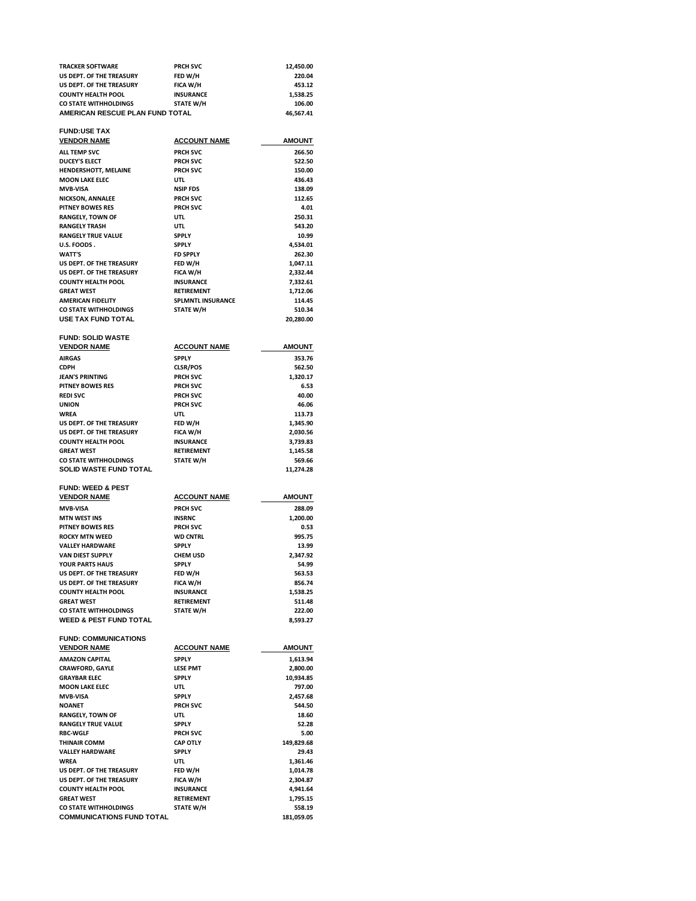| | | |
|---|---|---|
| TRACKER SOFTWARE | PRCH SVC | 12,450.00 |
| US DEPT. OF THE TREASURY | FED W/H | 220.04 |
| US DEPT. OF THE TREASURY | FICA W/H | 453.12 |
| COUNTY HEALTH POOL | INSURANCE | 1,538.25 |
| CO STATE WITHHOLDINGS | STATE W/H | 106.00 |
| **AMERICAN RESCUE PLAN FUND TOTAL** | | **46,567.41** |

**FUND:USE TAX**

| VENDOR NAME | ACCOUNT NAME | AMOUNT |
|---|---|---|
| ALL TEMP SVC | PRCH SVC | 266.50 |
| DUCEY'S ELECT | PRCH SVC | 522.50 |
| HENDERSHOTT, MELAINE | PRCH SVC | 150.00 |
| MOON LAKE ELEC | UTL | 436.43 |
| MVB-VISA | NSIP FDS | 138.09 |
| NICKSON, ANNALEE | PRCH SVC | 112.65 |
| PITNEY BOWES RES | PRCH SVC | 4.01 |
| RANGELY, TOWN OF | UTL | 250.31 |
| RANGELY TRASH | UTL | 543.20 |
| RANGELY TRUE VALUE | SPPLY | 10.99 |
| U.S. FOODS . | SPPLY | 4,534.01 |
| WATT'S | FD SPPLY | 262.30 |
| US DEPT. OF THE TREASURY | FED W/H | 1,047.11 |
| US DEPT. OF THE TREASURY | FICA W/H | 2,332.44 |
| COUNTY HEALTH POOL | INSURANCE | 7,332.61 |
| GREAT WEST | RETIREMENT | 1,712.06 |
| AMERICAN FIDELITY | SPLMNTL INSURANCE | 114.45 |
| CO STATE WITHHOLDINGS | STATE W/H | 510.34 |
| **USE TAX FUND TOTAL** | | **20,280.00** |

**FUND: SOLID WASTE**

| VENDOR NAME | ACCOUNT NAME | AMOUNT |
|---|---|---|
| AIRGAS | SPPLY | 353.76 |
| CDPH | CLSR/POS | 562.50 |
| JEAN'S PRINTING | PRCH SVC | 1,320.17 |
| PITNEY BOWES RES | PRCH SVC | 6.53 |
| REDI SVC | PRCH SVC | 40.00 |
| UNION | PRCH SVC | 46.06 |
| WREA | UTL | 113.73 |
| US DEPT. OF THE TREASURY | FED W/H | 1,345.90 |
| US DEPT. OF THE TREASURY | FICA W/H | 2,030.56 |
| COUNTY HEALTH POOL | INSURANCE | 3,739.83 |
| GREAT WEST | RETIREMENT | 1,145.58 |
| CO STATE WITHHOLDINGS | STATE W/H | 569.66 |
| **SOLID WASTE FUND TOTAL** | | **11,274.28** |

**FUND: WEED & PEST**

| VENDOR NAME | ACCOUNT NAME | AMOUNT |
|---|---|---|
| MVB-VISA | PRCH SVC | 288.09 |
| MTN WEST INS | INSRNC | 1,200.00 |
| PITNEY BOWES RES | PRCH SVC | 0.53 |
| ROCKY MTN WEED | WD CNTRL | 995.75 |
| VALLEY HARDWARE | SPPLY | 13.99 |
| VAN DIEST SUPPLY | CHEM USD | 2,347.92 |
| YOUR PARTS HAUS | SPPLY | 54.99 |
| US DEPT. OF THE TREASURY | FED W/H | 563.53 |
| US DEPT. OF THE TREASURY | FICA W/H | 856.74 |
| COUNTY HEALTH POOL | INSURANCE | 1,538.25 |
| GREAT WEST | RETIREMENT | 511.48 |
| CO STATE WITHHOLDINGS | STATE W/H | 222.00 |
| **WEED & PEST FUND TOTAL** | | **8,593.27** |

**FUND: COMMUNICATIONS**

| VENDOR NAME | ACCOUNT NAME | AMOUNT |
|---|---|---|
| AMAZON CAPITAL | SPPLY | 1,613.94 |
| CRAWFORD, GAYLE | LESE PMT | 2,800.00 |
| GRAYBAR ELEC | SPPLY | 10,934.85 |
| MOON LAKE ELEC | UTL | 797.00 |
| MVB-VISA | SPPLY | 2,457.68 |
| NOANET | PRCH SVC | 544.50 |
| RANGELY, TOWN OF | UTL | 18.60 |
| RANGELY TRUE VALUE | SPPLY | 52.28 |
| RBC-WGLF | PRCH SVC | 5.00 |
| THINAIR COMM | CAP OTLY | 149,829.68 |
| VALLEY HARDWARE | SPPLY | 29.43 |
| WREA | UTL | 1,361.46 |
| US DEPT. OF THE TREASURY | FED W/H | 1,014.78 |
| US DEPT. OF THE TREASURY | FICA W/H | 2,304.87 |
| COUNTY HEALTH POOL | INSURANCE | 4,941.64 |
| GREAT WEST | RETIREMENT | 1,795.15 |
| CO STATE WITHHOLDINGS | STATE W/H | 558.19 |
| **COMMUNICATIONS FUND TOTAL** | | **181,059.05** |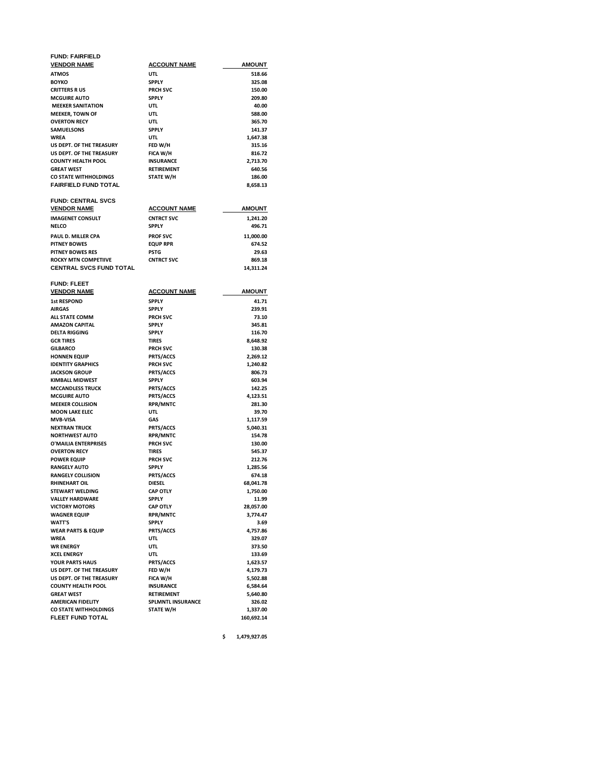**FUND: FAIRFIELD**

| VENDOR NAME | ACCOUNT NAME | AMOUNT |
| --- | --- | --- |
| ATMOS | UTL | 518.66 |
| BOYKO | SPPLY | 325.08 |
| CRITTERS R US | PRCH SVC | 150.00 |
| MCGUIRE AUTO | SPPLY | 209.80 |
| MEEKER SANITATION | UTL | 40.00 |
| MEEKER, TOWN OF | UTL | 588.00 |
| OVERTON RECY | UTL | 365.70 |
| SAMUELSONS | SPPLY | 141.37 |
| WREA | UTL | 1,647.38 |
| US DEPT. OF THE TREASURY | FED W/H | 315.16 |
| US DEPT. OF THE TREASURY | FICA W/H | 816.72 |
| COUNTY HEALTH POOL | INSURANCE | 2,713.70 |
| GREAT WEST | RETIREMENT | 640.56 |
| CO STATE WITHHOLDINGS | STATE W/H | 186.00 |
| **FAIRFIELD FUND TOTAL** | | **8,658.13** |

**FUND: CENTRAL SVCS**

| VENDOR NAME | ACCOUNT NAME | AMOUNT |
| --- | --- | --- |
| IMAGENET CONSULT | CNTRCT SVC | 1,241.20 |
| NELCO | SPPLY | 496.71 |
| PAUL D. MILLER CPA | PROF SVC | 11,000.00 |
| PITNEY BOWES | EQUP RPR | 674.52 |
| PITNEY BOWES RES | PSTG | 29.63 |
| ROCKY MTN COMPETIIVE | CNTRCT SVC | 869.18 |
| **CENTRAL SVCS FUND TOTAL** | | **14,311.24** |

**FUND: FLEET**

| VENDOR NAME | ACCOUNT NAME | AMOUNT |
| --- | --- | --- |
| 1st RESPOND | SPPLY | 41.71 |
| AIRGAS | SPPLY | 239.91 |
| ALL STATE COMM | PRCH SVC | 73.10 |
| AMAZON CAPITAL | SPPLY | 345.81 |
| DELTA RIGGING | SPPLY | 116.70 |
| GCR TIRES | TIRES | 8,648.92 |
| GILBARCO | PRCH SVC | 130.38 |
| HONNEN EQUIP | PRTS/ACCS | 2,269.12 |
| IDENTITY GRAPHICS | PRCH SVC | 1,240.82 |
| JACKSON GROUP | PRTS/ACCS | 806.73 |
| KIMBALL MIDWEST | SPPLY | 603.94 |
| MCCANDLESS TRUCK | PRTS/ACCS | 142.25 |
| MCGUIRE AUTO | PRTS/ACCS | 4,123.51 |
| MEEKER COLLISION | RPR/MNTC | 281.30 |
| MOON LAKE ELEC | UTL | 39.70 |
| MVB-VISA | GAS | 1,117.59 |
| NEXTRAN TRUCK | PRTS/ACCS | 5,040.31 |
| NORTHWEST AUTO | RPR/MNTC | 154.78 |
| O'MAILIA ENTERPRISES | PRCH SVC | 130.00 |
| OVERTON RECY | TIRES | 545.37 |
| POWER EQUIP | PRCH SVC | 212.76 |
| RANGELY AUTO | SPPLY | 1,285.56 |
| RANGELY COLLISION | PRTS/ACCS | 674.18 |
| RHINEHART OIL | DIESEL | 68,041.78 |
| STEWART WELDING | CAP OTLY | 1,750.00 |
| VALLEY HARDWARE | SPPLY | 11.99 |
| VICTORY MOTORS | CAP OTLY | 28,057.00 |
| WAGNER EQUIP | RPR/MNTC | 3,774.47 |
| WATT'S | SPPLY | 3.69 |
| WEAR PARTS & EQUIP | PRTS/ACCS | 4,757.86 |
| WREA | UTL | 329.07 |
| WR ENERGY | UTL | 373.50 |
| XCEL ENERGY | UTL | 133.69 |
| YOUR PARTS HAUS | PRTS/ACCS | 1,623.57 |
| US DEPT. OF THE TREASURY | FED W/H | 4,179.73 |
| US DEPT. OF THE TREASURY | FICA W/H | 5,502.88 |
| COUNTY HEALTH POOL | INSURANCE | 6,584.64 |
| GREAT WEST | RETIREMENT | 5,640.80 |
| AMERICAN FIDELITY | SPLMNTL INSURANCE | 326.02 |
| CO STATE WITHHOLDINGS | STATE W/H | 1,337.00 |
| **FLEET FUND TOTAL** | | **160,692.14** |

**$ 1,479,927.05**